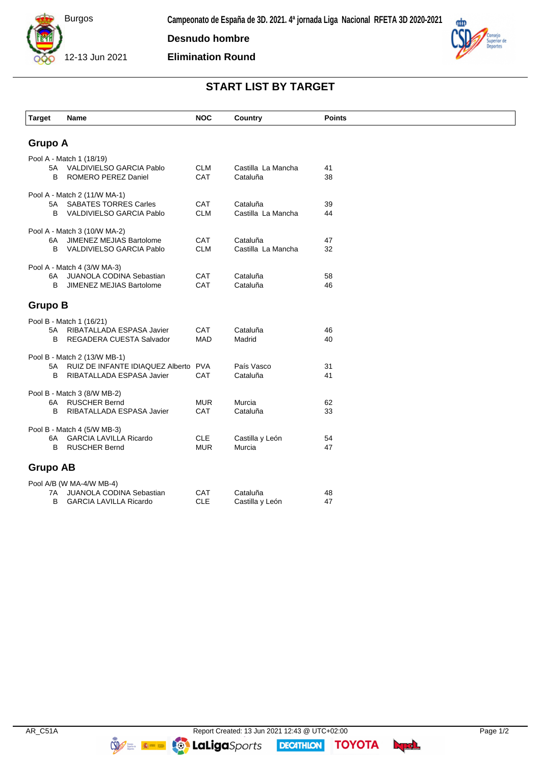Burgos

12-13 Jun 2021

**Campeonato de España de 3D. 2021. 4ª jornada Liga Nacional RFETA 3D 2020-2021**

**Desnudo hombre**

**Elimination Round**

## START LIST BY TARGET

| Target | Name | NOC | Country | Points |
|---|---|---|---|---|

### Grupo A

Pool A - Match 1 (18/19)

| Target | Name | NOC | Country | Points |
|---|---|---|---|---|
| 5A | VALDIVIELSO GARCIA Pablo | CLM | Castilla La Mancha | 41 |
| B | ROMERO PEREZ Daniel | CAT | Cataluña | 38 |

Pool A - Match 2 (11/W MA-1)

| Target | Name | NOC | Country | Points |
|---|---|---|---|---|
| 5A | SABATES TORRES Carles | CAT | Cataluña | 39 |
| B | VALDIVIELSO GARCIA Pablo | CLM | Castilla La Mancha | 44 |

Pool A - Match 3 (10/W MA-2)

| Target | Name | NOC | Country | Points |
|---|---|---|---|---|
| 6A | JIMENEZ MEJIAS Bartolome | CAT | Cataluña | 47 |
| B | VALDIVIELSO GARCIA Pablo | CLM | Castilla La Mancha | 32 |

Pool A - Match 4 (3/W MA-3)

| Target | Name | NOC | Country | Points |
|---|---|---|---|---|
| 6A | JUANOLA CODINA Sebastian | CAT | Cataluña | 58 |
| B | JIMENEZ MEJIAS Bartolome | CAT | Cataluña | 46 |

### Grupo B

Pool B - Match 1 (16/21)

| Target | Name | NOC | Country | Points |
|---|---|---|---|---|
| 5A | RIBATALLADA ESPASA Javier | CAT | Cataluña | 46 |
| B | REGADERA CUESTA Salvador | MAD | Madrid | 40 |

Pool B - Match 2 (13/W MB-1)

| Target | Name | NOC | Country | Points |
|---|---|---|---|---|
| 5A | RUIZ DE INFANTE IDIAQUEZ Alberto | PVA | País Vasco | 31 |
| B | RIBATALLADA ESPASA Javier | CAT | Cataluña | 41 |

Pool B - Match 3 (8/W MB-2)

| Target | Name | NOC | Country | Points |
|---|---|---|---|---|
| 6A | RUSCHER Bernd | MUR | Murcia | 62 |
| B | RIBATALLADA ESPASA Javier | CAT | Cataluña | 33 |

Pool B - Match 4 (5/W MB-3)

| Target | Name | NOC | Country | Points |
|---|---|---|---|---|
| 6A | GARCIA LAVILLA Ricardo | CLE | Castilla y León | 54 |
| B | RUSCHER Bernd | MUR | Murcia | 47 |

### Grupo AB

Pool A/B (W MA-4/W MB-4)

| Target | Name | NOC | Country | Points |
|---|---|---|---|---|
| 7A | JUANOLA CODINA Sebastian | CAT | Cataluña | 48 |
| B | GARCIA LAVILLA Ricardo | CLE | Castilla y León | 47 |

AR_C51A Report Created: 13 Jun 2021 12:43 @ UTC+02:00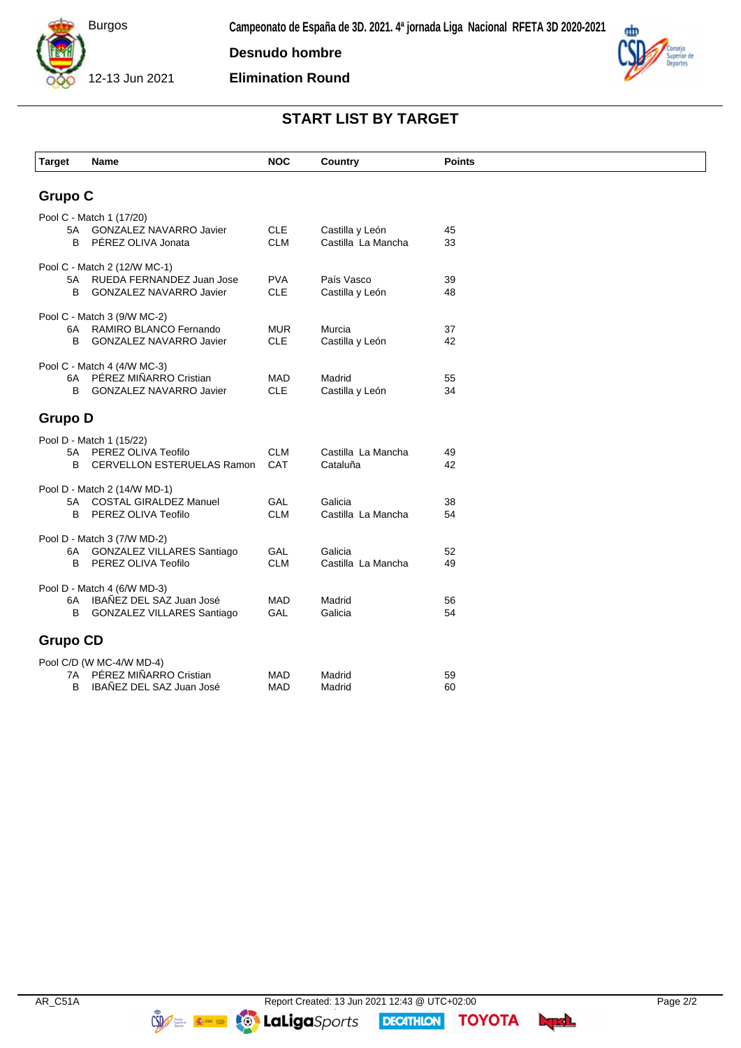Burgos

12-13 Jun 2021

**Campeonato de España de 3D. 2021. 4ª jornada Liga Nacional RFETA 3D 2020-2021**

**Desnudo hombre**

**Elimination Round**

## START LIST BY TARGET

| Target | Name | NOC | Country | Points |
|---|---|---|---|---|
| **Grupo C** | | | | |
| Pool C - Match 1 (17/20) | | | | |
| 5A | GONZALEZ NAVARRO Javier | CLE | Castilla y León | 45 |
| B | PÉREZ OLIVA Jonata | CLM | Castilla La Mancha | 33 |
| Pool C - Match 2 (12/W MC-1) | | | | |
| 5A | RUEDA FERNANDEZ Juan Jose | PVA | País Vasco | 39 |
| B | GONZALEZ NAVARRO Javier | CLE | Castilla y León | 48 |
| Pool C - Match 3 (9/W MC-2) | | | | |
| 6A | RAMIRO BLANCO Fernando | MUR | Murcia | 37 |
| B | GONZALEZ NAVARRO Javier | CLE | Castilla y León | 42 |
| Pool C - Match 4 (4/W MC-3) | | | | |
| 6A | PÉREZ MIÑARRO Cristian | MAD | Madrid | 55 |
| B | GONZALEZ NAVARRO Javier | CLE | Castilla y León | 34 |
| **Grupo D** | | | | |
| Pool D - Match 1 (15/22) | | | | |
| 5A | PEREZ OLIVA Teofilo | CLM | Castilla La Mancha | 49 |
| B | CERVELLON ESTERUELAS Ramon | CAT | Cataluña | 42 |
| Pool D - Match 2 (14/W MD-1) | | | | |
| 5A | COSTAL GIRALDEZ Manuel | GAL | Galicia | 38 |
| B | PEREZ OLIVA Teofilo | CLM | Castilla La Mancha | 54 |
| Pool D - Match 3 (7/W MD-2) | | | | |
| 6A | GONZALEZ VILLARES Santiago | GAL | Galicia | 52 |
| B | PEREZ OLIVA Teofilo | CLM | Castilla La Mancha | 49 |
| Pool D - Match 4 (6/W MD-3) | | | | |
| 6A | IBAÑEZ DEL SAZ Juan José | MAD | Madrid | 56 |
| B | GONZALEZ VILLARES Santiago | GAL | Galicia | 54 |
| **Grupo CD** | | | | |
| Pool C/D (W MC-4/W MD-4) | | | | |
| 7A | PÉREZ MIÑARRO Cristian | MAD | Madrid | 59 |
| B | IBAÑEZ DEL SAZ Juan José | MAD | Madrid | 60 |

AR_C51A

Report Created: 13 Jun 2021 12:43 @ UTC+02:00